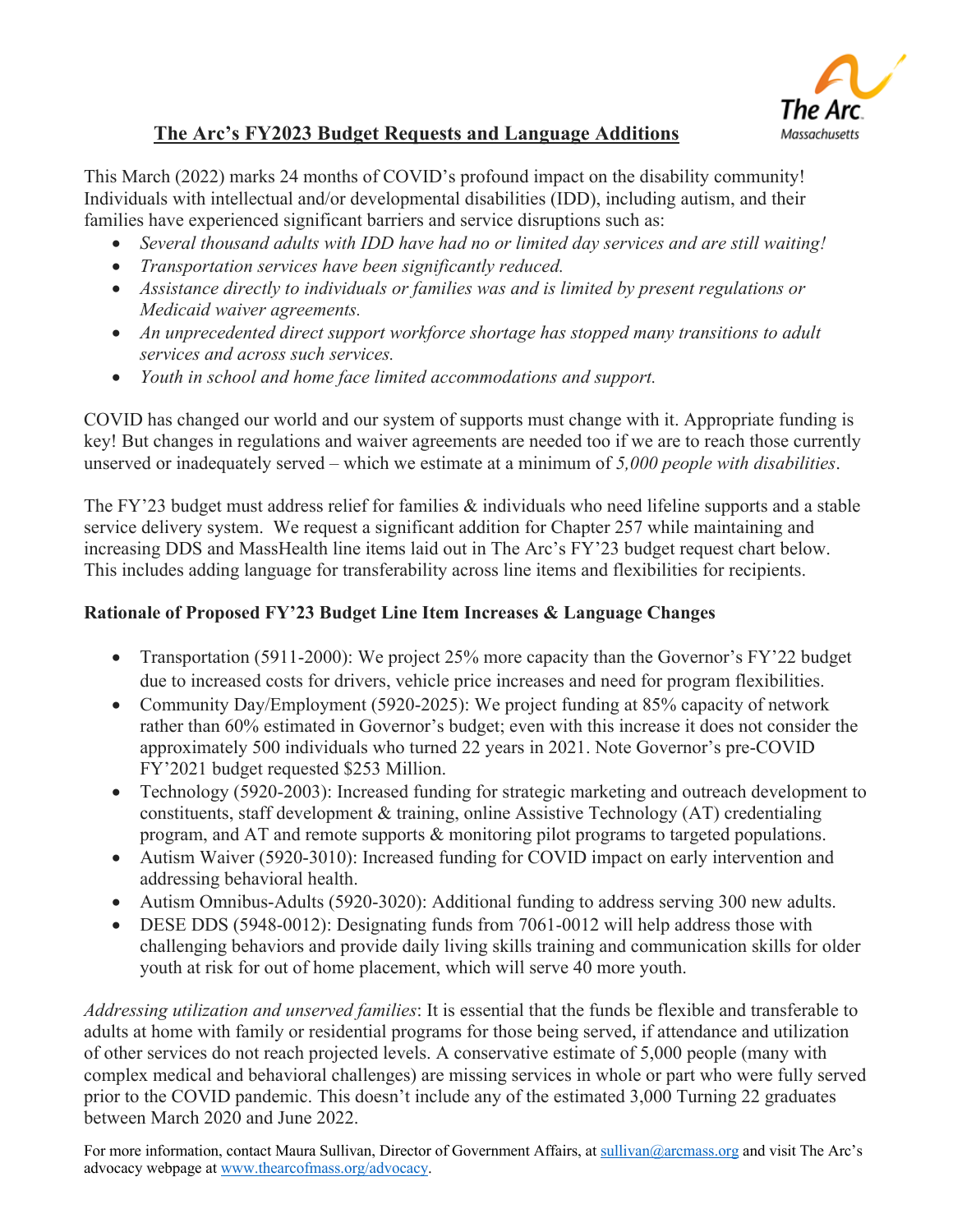# The Arc's FY2023 Budget Requests and Language Additions

This March (2022) marks 24 months of COVID's profound impact on the disability community! Individuals with intellectual and/or developmental disabilities (IDD), including autism, and their families have experienced significant barriers and service disruptions such as:

- *Several thousand adults with IDD have had no or limited day services and are still waiting!*
- *Transportation services have been significantly reduced.*
- *Assistance directly to individuals or families was and is limited by present regulations or Medicaid waiver agreements.*
- *An unprecedented direct support workforce shortage has stopped many transitions to adult services and across such services.*
- *Youth in school and home face limited accommodations and support.*

COVID has changed our world and our system of supports must change with it. Appropriate funding is key! But changes in regulations and waiver agreements are needed too if we are to reach those currently unserved or inadequately served – which we estimate at a minimum of *5,000 people with disabilities*.

The FY'23 budget must address relief for families & individuals who need lifeline supports and a stable service delivery system. We request a significant addition for Chapter 257 while maintaining and increasing DDS and MassHealth line items laid out in The Arc's FY'23 budget request chart below. This includes adding language for transferability across line items and flexibilities for recipients.

**Rationale of Proposed FY'23 Budget Line Item Increases & Language Changes**

- Transportation (5911-2000): We project 25% more capacity than the Governor's FY'22 budget due to increased costs for drivers, vehicle price increases and need for program flexibilities.
- Community Day/Employment (5920-2025): We project funding at 85% capacity of network rather than 60% estimated in Governor's budget; even with this increase it does not consider the approximately 500 individuals who turned 22 years in 2021. Note Governor's pre-COVID FY'2021 budget requested $253 Million.
- Technology (5920-2003): Increased funding for strategic marketing and outreach development to constituents, staff development & training, online Assistive Technology (AT) credentialing program, and AT and remote supports & monitoring pilot programs to targeted populations.
- Autism Waiver (5920-3010): Increased funding for COVID impact on early intervention and addressing behavioral health.
- Autism Omnibus-Adults (5920-3020): Additional funding to address serving 300 new adults.
- DESE DDS (5948-0012): Designating funds from 7061-0012 will help address those with challenging behaviors and provide daily living skills training and communication skills for older youth at risk for out of home placement, which will serve 40 more youth.

*Addressing utilization and unserved families*: It is essential that the funds be flexible and transferable to adults at home with family or residential programs for those being served, if attendance and utilization of other services do not reach projected levels. A conservative estimate of 5,000 people (many with complex medical and behavioral challenges) are missing services in whole or part who were fully served prior to the COVID pandemic. This doesn't include any of the estimated 3,000 Turning 22 graduates between March 2020 and June 2022.

For more information, contact Maura Sullivan, Director of Government Affairs, at sullivan@arcmass.org and visit The Arc's advocacy webpage at www.thearcofmass.org/advocacy.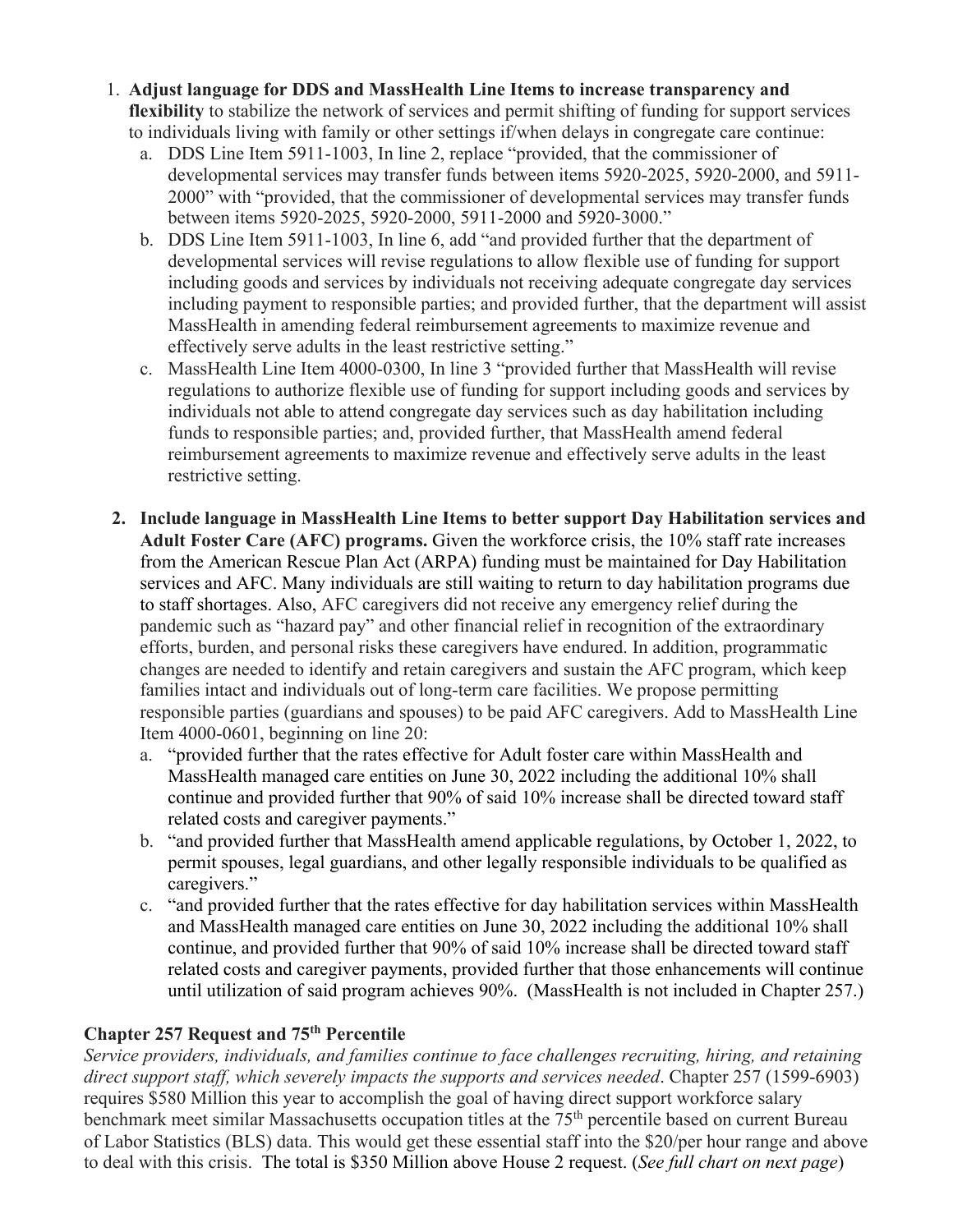1. **Adjust language for DDS and MassHealth Line Items to increase transparency and flexibility** to stabilize the network of services and permit shifting of funding for support services to individuals living with family or other settings if/when delays in congregate care continue:
   a. DDS Line Item 5911-1003, In line 2, replace "provided, that the commissioner of developmental services may transfer funds between items 5920-2025, 5920-2000, and 5911-2000" with "provided, that the commissioner of developmental services may transfer funds between items 5920-2025, 5920-2000, 5911-2000 and 5920-3000."
   b. DDS Line Item 5911-1003, In line 6, add "and provided further that the department of developmental services will revise regulations to allow flexible use of funding for support including goods and services by individuals not receiving adequate congregate day services including payment to responsible parties; and provided further, that the department will assist MassHealth in amending federal reimbursement agreements to maximize revenue and effectively serve adults in the least restrictive setting."
   c. MassHealth Line Item 4000-0300, In line 3 "provided further that MassHealth will revise regulations to authorize flexible use of funding for support including goods and services by individuals not able to attend congregate day services such as day habilitation including funds to responsible parties; and, provided further, that MassHealth amend federal reimbursement agreements to maximize revenue and effectively serve adults in the least restrictive setting.

2. **Include language in MassHealth Line Items to better support Day Habilitation services and Adult Foster Care (AFC) programs.** Given the workforce crisis, the 10% staff rate increases from the American Rescue Plan Act (ARPA) funding must be maintained for Day Habilitation services and AFC. Many individuals are still waiting to return to day habilitation programs due to staff shortages. Also, AFC caregivers did not receive any emergency relief during the pandemic such as "hazard pay" and other financial relief in recognition of the extraordinary efforts, burden, and personal risks these caregivers have endured. In addition, programmatic changes are needed to identify and retain caregivers and sustain the AFC program, which keep families intact and individuals out of long-term care facilities. We propose permitting responsible parties (guardians and spouses) to be paid AFC caregivers. Add to MassHealth Line Item 4000-0601, beginning on line 20:
   a. "provided further that the rates effective for Adult foster care within MassHealth and MassHealth managed care entities on June 30, 2022 including the additional 10% shall continue and provided further that 90% of said 10% increase shall be directed toward staff related costs and caregiver payments."
   b. "and provided further that MassHealth amend applicable regulations, by October 1, 2022, to permit spouses, legal guardians, and other legally responsible individuals to be qualified as caregivers."
   c. "and provided further that the rates effective for day habilitation services within MassHealth and MassHealth managed care entities on June 30, 2022 including the additional 10% shall continue, and provided further that 90% of said 10% increase shall be directed toward staff related costs and caregiver payments, provided further that those enhancements will continue until utilization of said program achieves 90%. (MassHealth is not included in Chapter 257.)

**Chapter 257 Request and 75th Percentile**

*Service providers, individuals, and families continue to face challenges recruiting, hiring, and retaining direct support staff, which severely impacts the supports and services needed*. Chapter 257 (1599-6903) requires $580 Million this year to accomplish the goal of having direct support workforce salary benchmark meet similar Massachusetts occupation titles at the 75th percentile based on current Bureau of Labor Statistics (BLS) data. This would get these essential staff into the $20/per hour range and above to deal with this crisis. The total is $350 Million above House 2 request. (*See full chart on next page*)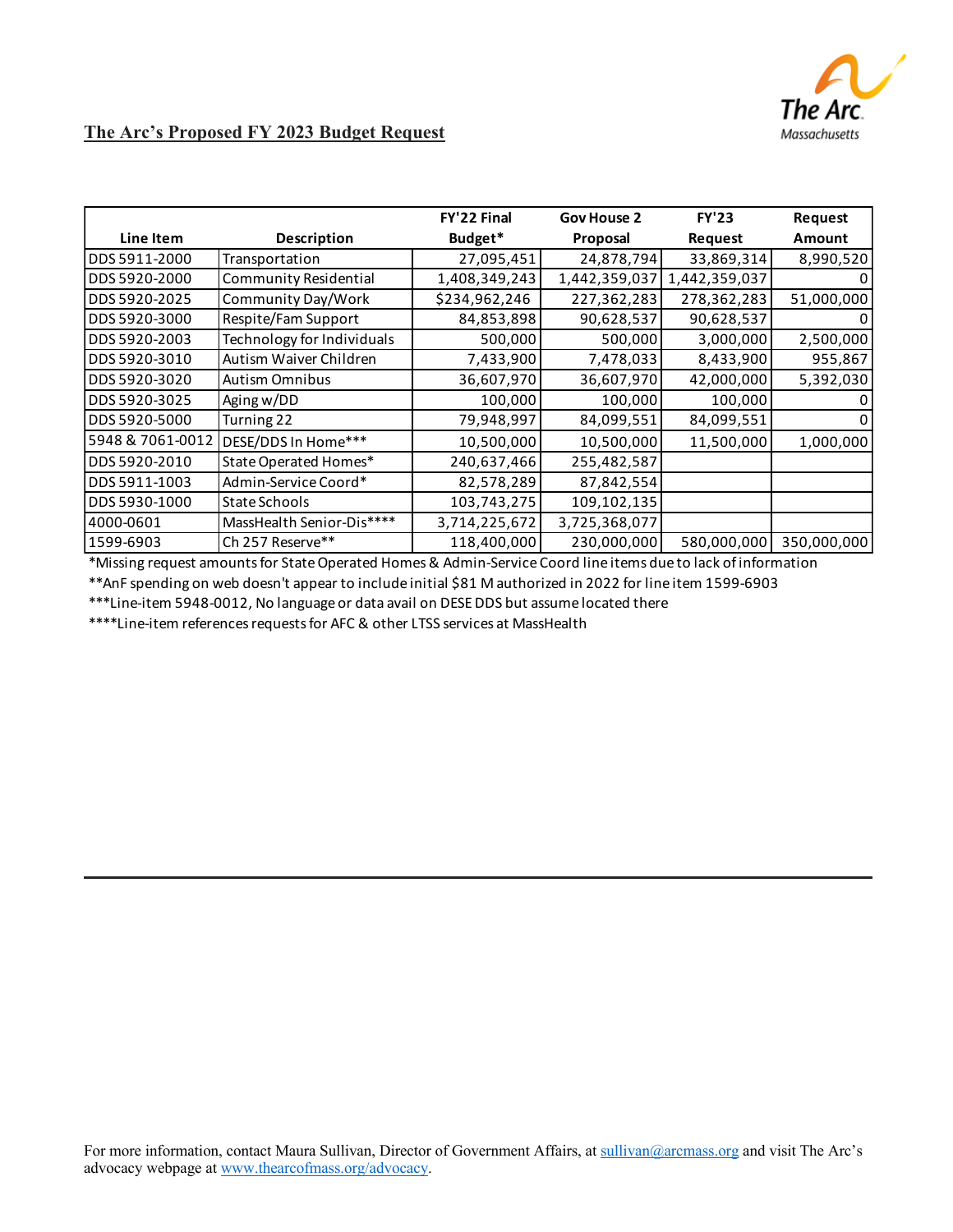## The Arc's Proposed FY 2023 Budget Request

| Line Item | Description | FY'22 Final Budget* | Gov House 2 Proposal | FY'23 Request | Request Amount |
|---|---|---|---|---|---|
| DDS 5911-2000 | Transportation | 27,095,451 | 24,878,794 | 33,869,314 | 8,990,520 |
| DDS 5920-2000 | Community Residential | 1,408,349,243 | 1,442,359,037 | 1,442,359,037 | 0 |
| DDS 5920-2025 | Community Day/Work | $234,962,246 | 227,362,283 | 278,362,283 | 51,000,000 |
| DDS 5920-3000 | Respite/Fam Support | 84,853,898 | 90,628,537 | 90,628,537 | 0 |
| DDS 5920-2003 | Technology for Individuals | 500,000 | 500,000 | 3,000,000 | 2,500,000 |
| DDS 5920-3010 | Autism Waiver Children | 7,433,900 | 7,478,033 | 8,433,900 | 955,867 |
| DDS 5920-3020 | Autism Omnibus | 36,607,970 | 36,607,970 | 42,000,000 | 5,392,030 |
| DDS 5920-3025 | Aging w/DD | 100,000 | 100,000 | 100,000 | 0 |
| DDS 5920-5000 | Turning 22 | 79,948,997 | 84,099,551 | 84,099,551 | 0 |
| 5948 & 7061-0012 | DESE/DDS In Home*** | 10,500,000 | 10,500,000 | 11,500,000 | 1,000,000 |
| DDS 5920-2010 | State Operated Homes* | 240,637,466 | 255,482,587 | | |
| DDS 5911-1003 | Admin-Service Coord* | 82,578,289 | 87,842,554 | | |
| DDS 5930-1000 | State Schools | 103,743,275 | 109,102,135 | | |
| 4000-0601 | MassHealth Senior-Dis**** | 3,714,225,672 | 3,725,368,077 | | |
| 1599-6903 | Ch 257 Reserve** | 118,400,000 | 230,000,000 | 580,000,000 | 350,000,000 |

*Missing request amounts for State Operated Homes & Admin-Service Coord line items due to lack of information

**AnF spending on web doesn't appear to include initial $81 M authorized in 2022 for line item 1599-6903

***Line-item 5948-0012, No language or data avail on DESE DDS but assume located there

****Line-item references requests for AFC & other LTSS services at MassHealth

---

For more information, contact Maura Sullivan, Director of Government Affairs, at sullivan@arcmass.org and visit The Arc's advocacy webpage at www.thearcofmass.org/advocacy.